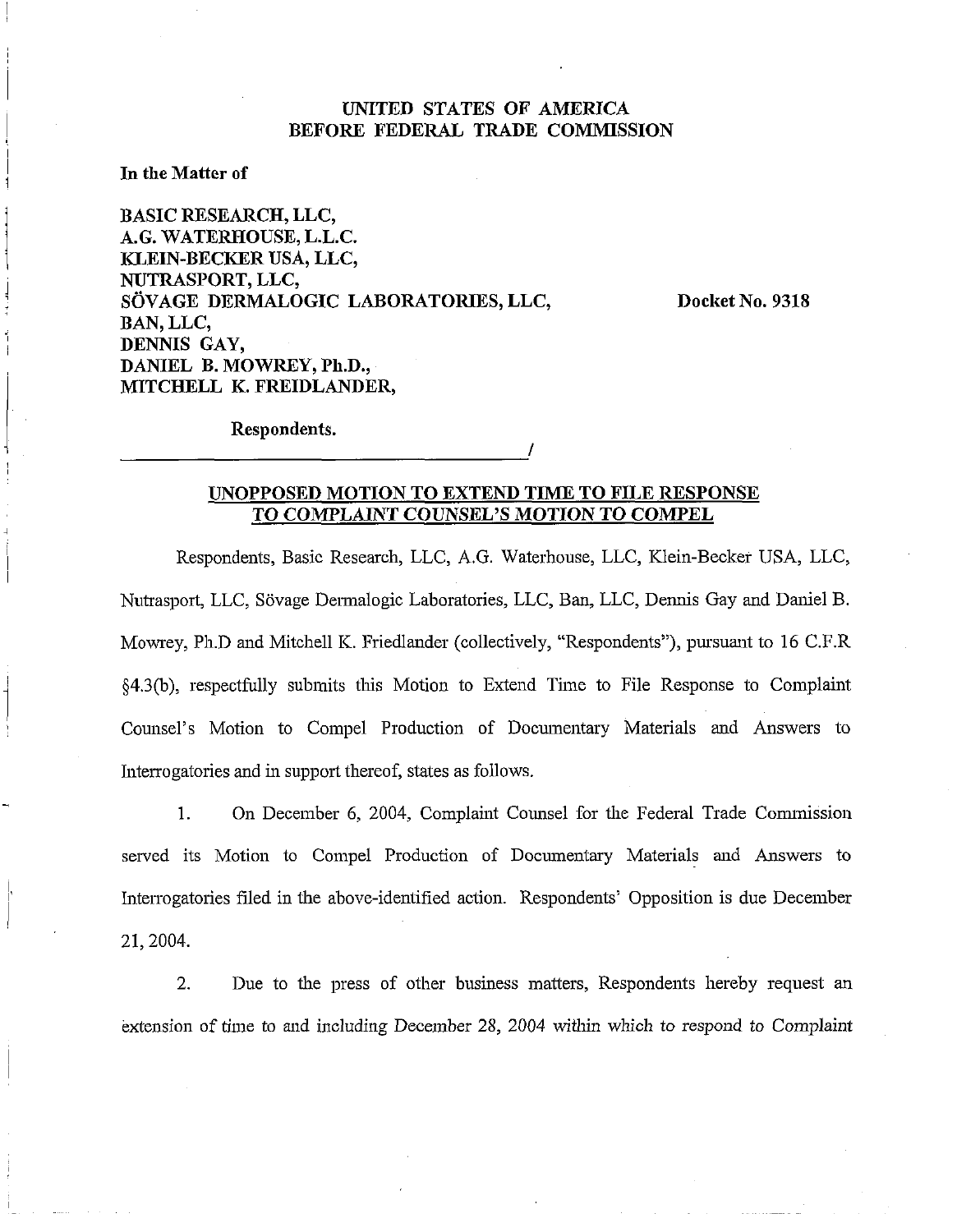UNITED STATES OF AMERICA
BEFORE FEDERAL TRADE COMMISSION

**In the Matter of**

**BASIC RESEARCH, LLC,**
**A.G. WATERHOUSE, L.L.C.**
**KLEIN-BECKER USA, LLC,**
**NUTRASPORT, LLC,**
**SÖVAGE DERMALOGIC LABORATORIES, LLC,**
**BAN, LLC,**
**DENNIS GAY,**
**DANIEL B. MOWREY, Ph.D.,**
**MITCHELL K. FREIDLANDER,**

**Docket No. 9318**

**Respondents.**

______________________________________/

**UNOPPOSED MOTION TO EXTEND TIME TO FILE RESPONSE TO COMPLAINT COUNSEL'S MOTION TO COMPEL**

Respondents, Basic Research, LLC, A.G. Waterhouse, LLC, Klein-Becker USA, LLC, Nutrasport, LLC, Sövage Dermalogic Laboratories, LLC, Ban, LLC, Dennis Gay and Daniel B. Mowrey, Ph.D and Mitchell K. Friedlander (collectively, "Respondents"), pursuant to 16 C.F.R §4.3(b), respectfully submits this Motion to Extend Time to File Response to Complaint Counsel's Motion to Compel Production of Documentary Materials and Answers to Interrogatories and in support thereof, states as follows.

1. On December 6, 2004, Complaint Counsel for the Federal Trade Commission served its Motion to Compel Production of Documentary Materials and Answers to Interrogatories filed in the above-identified action. Respondents' Opposition is due December 21, 2004.

2. Due to the press of other business matters, Respondents hereby request an extension of time to and including December 28, 2004 within which to respond to Complaint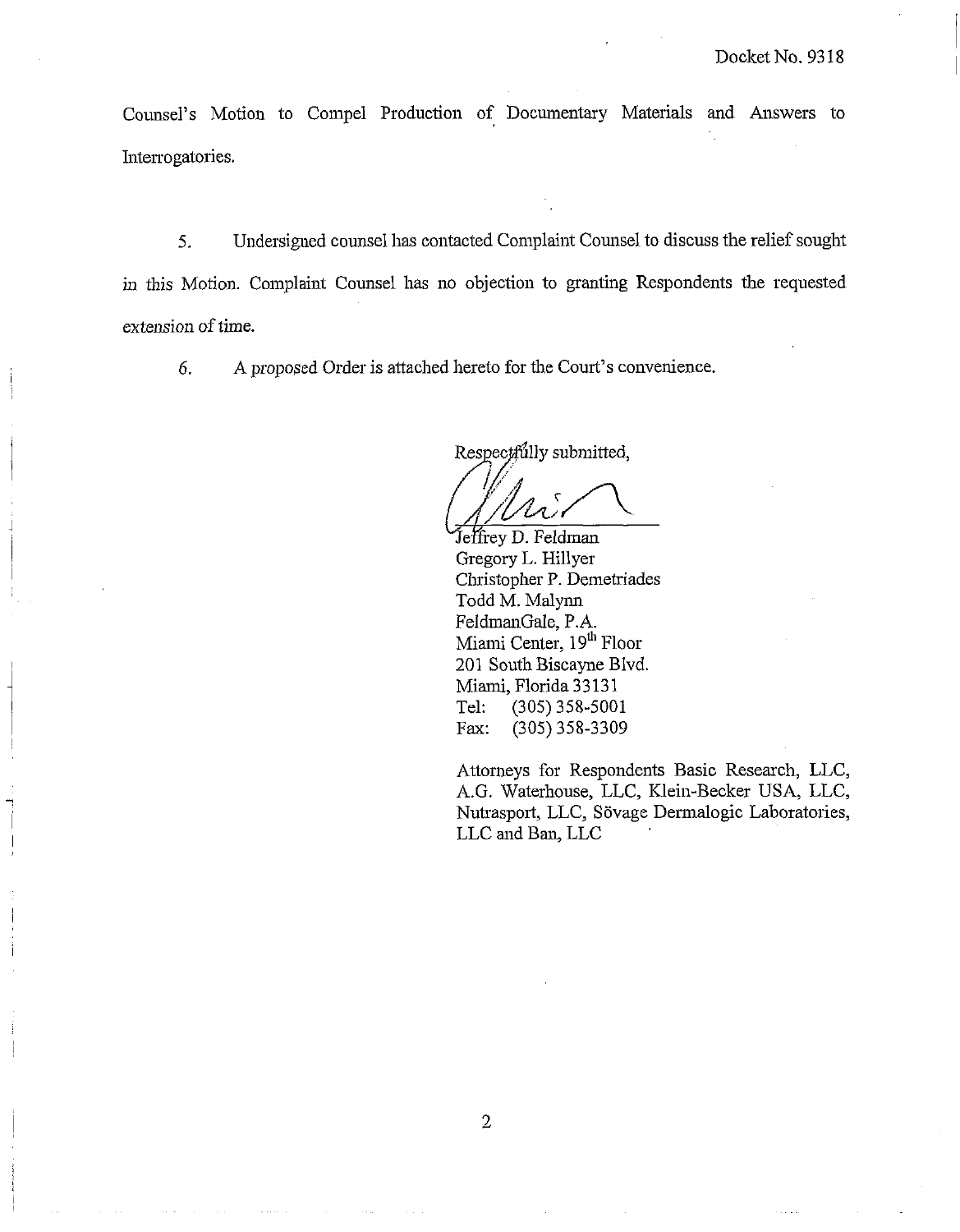Counsel's Motion to Compel Production of Documentary Materials and Answers to Interrogatories.

5. Undersigned counsel has contacted Complaint Counsel to discuss the relief sought in this Motion. Complaint Counsel has no objection to granting Respondents the requested extension of time.

6. A proposed Order is attached hereto for the Court's convenience.

Respectfully submitted,

Jeffrey D. Feldman
Gregory L. Hillyer
Christopher P. Demetriades
Todd M. Malynn
FeldmanGale, P.A.
Miami Center, 19th Floor
201 South Biscayne Blvd.
Miami, Florida 33131
Tel: (305) 358-5001
Fax: (305) 358-3309

Attorneys for Respondents Basic Research, LLC, A.G. Waterhouse, LLC, Klein-Becker USA, LLC, Nutrasport, LLC, Sövage Dermalogic Laboratories, LLC and Ban, LLC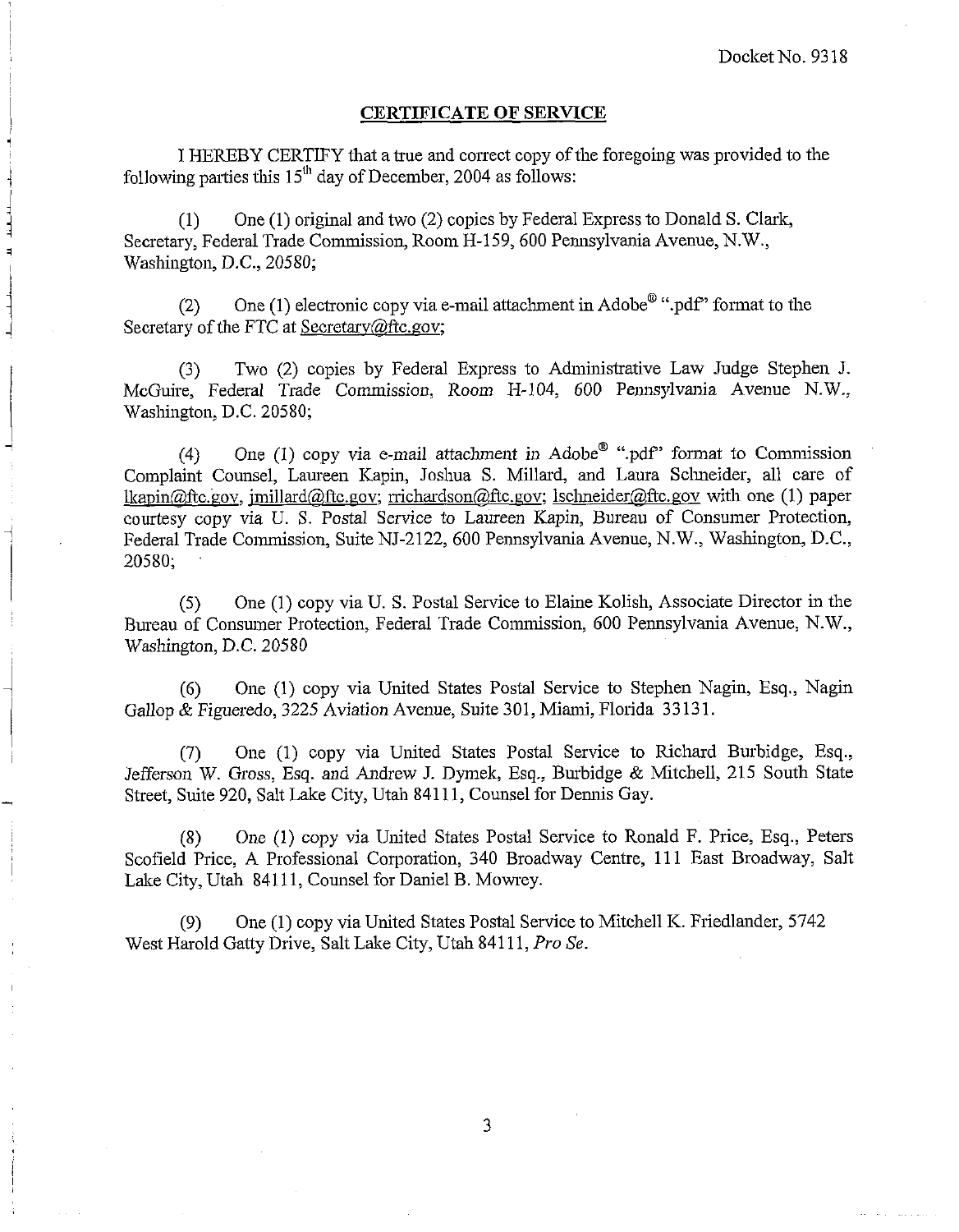Docket No. 9318

## CERTIFICATE OF SERVICE

I HEREBY CERTIFY that a true and correct copy of the foregoing was provided to the following parties this 15th day of December, 2004 as follows:

(1) One (1) original and two (2) copies by Federal Express to Donald S. Clark, Secretary, Federal Trade Commission, Room H-159, 600 Pennsylvania Avenue, N.W., Washington, D.C., 20580;

(2) One (1) electronic copy via e-mail attachment in Adobe® ".pdf" format to the Secretary of the FTC at Secretary@ftc.gov;

(3) Two (2) copies by Federal Express to Administrative Law Judge Stephen J. McGuire, Federal Trade Commission, Room H-104, 600 Pennsylvania Avenue N.W., Washington, D.C. 20580;

(4) One (1) copy via e-mail attachment in Adobe® ".pdf" format to Commission Complaint Counsel, Laureen Kapin, Joshua S. Millard, and Laura Schneider, all care of lkapin@ftc.gov, jmillard@ftc.gov; rrichardson@ftc.gov; lschneider@ftc.gov with one (1) paper courtesy copy via U. S. Postal Service to Laureen Kapin, Bureau of Consumer Protection, Federal Trade Commission, Suite NJ-2122, 600 Pennsylvania Avenue, N.W., Washington, D.C., 20580;

(5) One (1) copy via U. S. Postal Service to Elaine Kolish, Associate Director in the Bureau of Consumer Protection, Federal Trade Commission, 600 Pennsylvania Avenue, N.W., Washington, D.C. 20580

(6) One (1) copy via United States Postal Service to Stephen Nagin, Esq., Nagin Gallop & Figueredo, 3225 Aviation Avenue, Suite 301, Miami, Florida 33131.

(7) One (1) copy via United States Postal Service to Richard Burbidge, Esq., Jefferson W. Gross, Esq. and Andrew J. Dymek, Esq., Burbidge & Mitchell, 215 South State Street, Suite 920, Salt Lake City, Utah 84111, Counsel for Dennis Gay.

(8) One (1) copy via United States Postal Service to Ronald F. Price, Esq., Peters Scofield Price, A Professional Corporation, 340 Broadway Centre, 111 East Broadway, Salt Lake City, Utah 84111, Counsel for Daniel B. Mowrey.

(9) One (1) copy via United States Postal Service to Mitchell K. Friedlander, 5742 West Harold Gatty Drive, Salt Lake City, Utah 84111, *Pro Se*.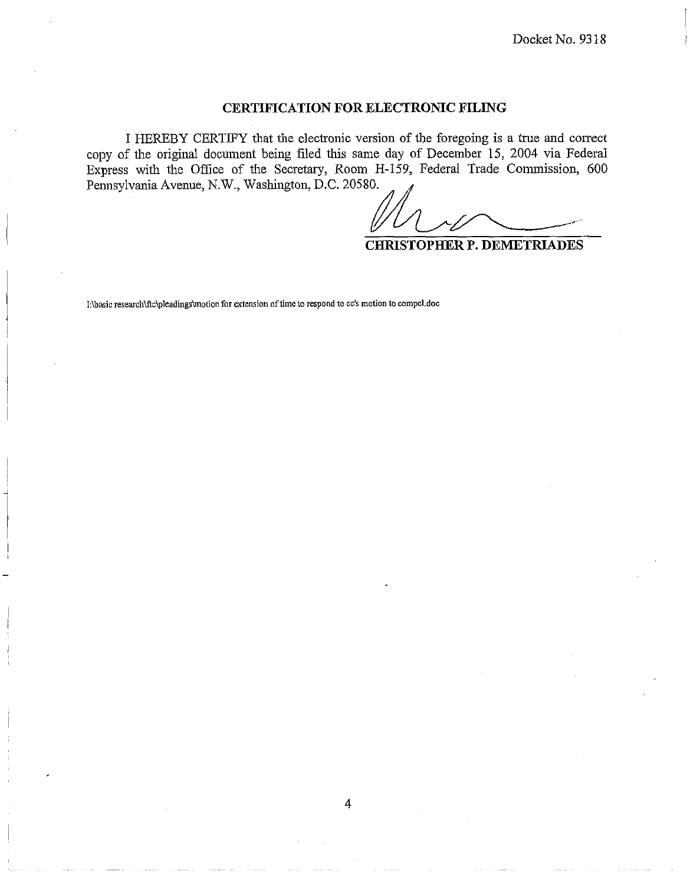Docket No. 9318

## CERTIFICATION FOR ELECTRONIC FILING

I HEREBY CERTIFY that the electronic version of the foregoing is a true and correct copy of the original document being filed this same day of December 15, 2004 via Federal Express with the Office of the Secretary, Room H-159, Federal Trade Commission, 600 Pennsylvania Avenue, N.W., Washington, D.C. 20580.

**CHRISTOPHER P. DEMETRIADES**

I:\basic research\ftc\pleadings\motion for extension of time to respond to cc's motion to compel.doc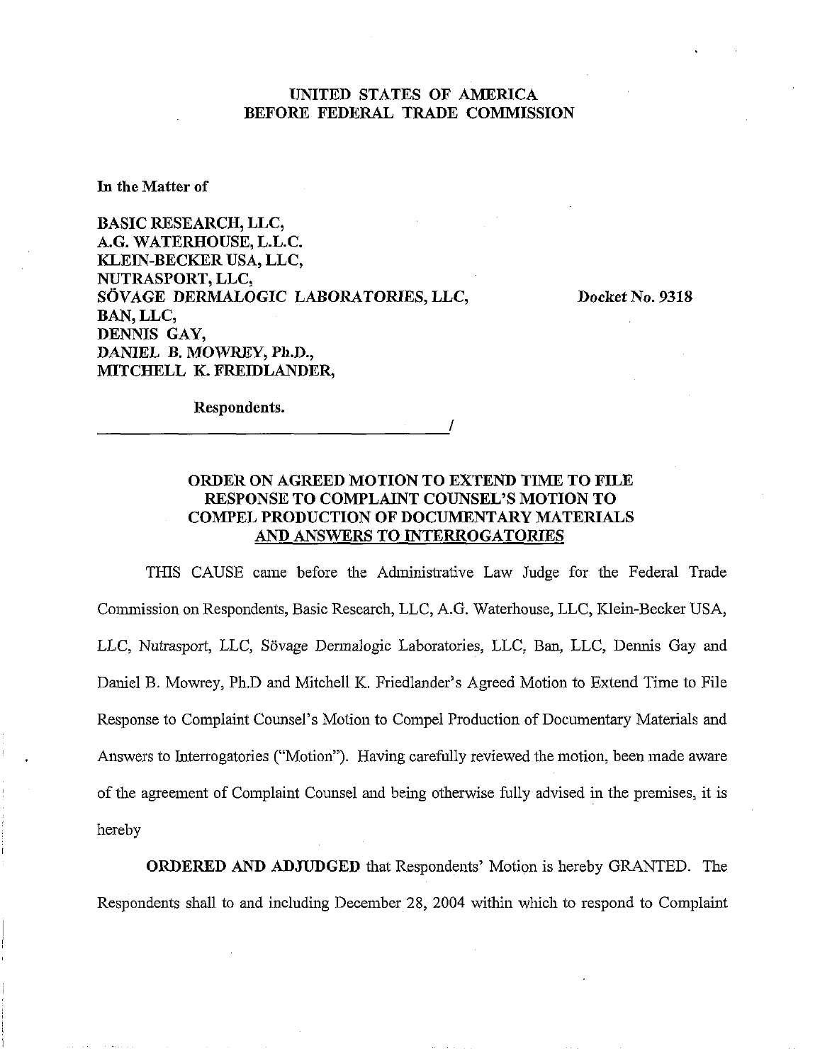UNITED STATES OF AMERICA
BEFORE FEDERAL TRADE COMMISSION

**In the Matter of**

**BASIC RESEARCH, LLC,**
**A.G. WATERHOUSE, L.L.C.**
**KLEIN-BECKER USA, LLC,**
**NUTRASPORT, LLC,**
**SÖVAGE DERMALOGIC LABORATORIES, LLC,**
**BAN, LLC,**
**DENNIS GAY,**
**DANIEL B. MOWREY, Ph.D.,**
**MITCHELL K. FREIDLANDER,**

**Docket No. 9318**

**Respondents.**

______________________________________/

**ORDER ON AGREED MOTION TO EXTEND TIME TO FILE RESPONSE TO COMPLAINT COUNSEL'S MOTION TO COMPEL PRODUCTION OF DOCUMENTARY MATERIALS AND ANSWERS TO INTERROGATORIES**

THIS CAUSE came before the Administrative Law Judge for the Federal Trade Commission on Respondents, Basic Research, LLC, A.G. Waterhouse, LLC, Klein-Becker USA, LLC, Nutrasport, LLC, Sövage Dermalogic Laboratories, LLC, Ban, LLC, Dennis Gay and Daniel B. Mowrey, Ph.D and Mitchell K. Friedlander's Agreed Motion to Extend Time to File Response to Complaint Counsel's Motion to Compel Production of Documentary Materials and Answers to Interrogatories ("Motion"). Having carefully reviewed the motion, been made aware of the agreement of Complaint Counsel and being otherwise fully advised in the premises, it is hereby

**ORDERED AND ADJUDGED** that Respondents' Motion is hereby GRANTED. The Respondents shall to and including December 28, 2004 within which to respond to Complaint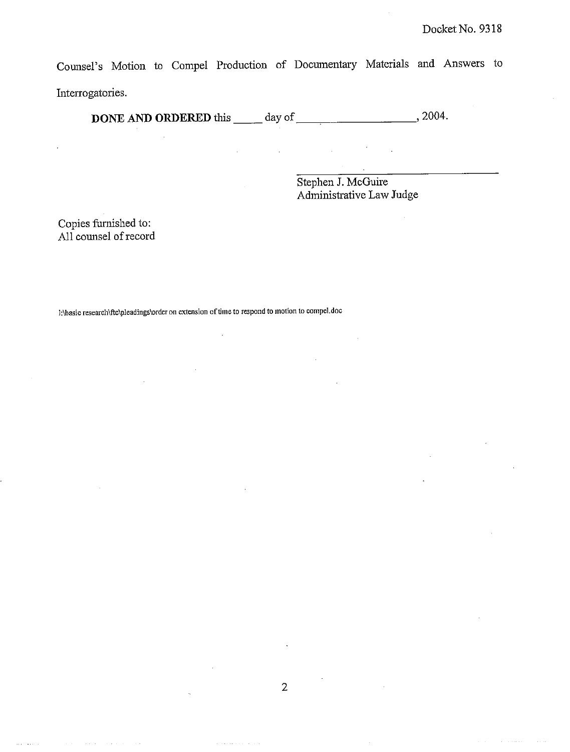Counsel's Motion to Compel Production of Documentary Materials and Answers to Interrogatories.

**DONE AND ORDERED** this _____ day of ____________________, 2004.

________________________________
Stephen J. McGuire
Administrative Law Judge

Copies furnished to:
All counsel of record

I:\basic research\ftc\pleadings\order on extension of time to respond to motion to compel.doc